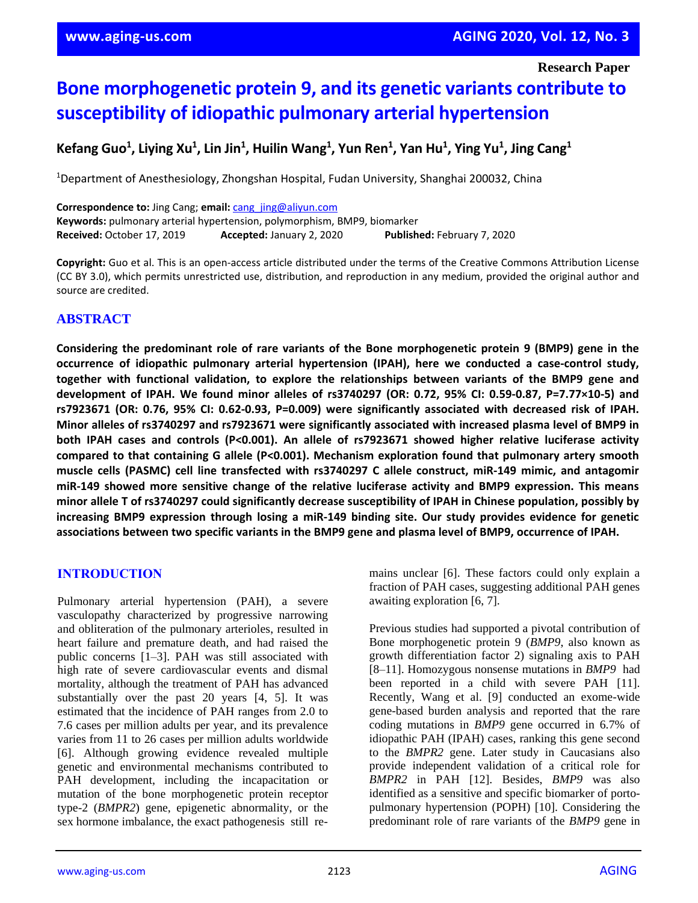Research Paper

# Bone morphogenetic protein 9, and its genetic variants contribute to susceptibility of idiopathic pulmonary arterial hypertension

**Kefang Guo[1], Liying Xu[1], Lin Jin[1], Huilin Wang[1], Yun Ren[1], Yan Hu[1], Ying Yu[1], Jing Cang[1]**

[1]Department of Anesthesiology, Zhongshan Hospital, Fudan University, Shanghai 200032, China

**Correspondence to:** Jing Cang; **email:** cang_jing@aliyun.com
**Keywords:** pulmonary arterial hypertension, polymorphism, BMP9, biomarker
**Received:** October 17, 2019 **Accepted:** January 2, 2020 **Published:** February 7, 2020

**Copyright:** Guo et al. This is an open-access article distributed under the terms of the Creative Commons Attribution License (CC BY 3.0), which permits unrestricted use, distribution, and reproduction in any medium, provided the original author and source are credited.

## ABSTRACT

**Considering the predominant role of rare variants of the Bone morphogenetic protein 9 (BMP9) gene in the occurrence of idiopathic pulmonary arterial hypertension (IPAH), here we conducted a case-control study, together with functional validation, to explore the relationships between variants of the BMP9 gene and development of IPAH. We found minor alleles of rs3740297 (OR: 0.72, 95% CI: 0.59-0.87, P=7.77×10-5) and rs7923671 (OR: 0.76, 95% CI: 0.62-0.93, P=0.009) were significantly associated with decreased risk of IPAH. Minor alleles of rs3740297 and rs7923671 were significantly associated with increased plasma level of BMP9 in both IPAH cases and controls (P<0.001). An allele of rs7923671 showed higher relative luciferase activity compared to that containing G allele (P<0.001). Mechanism exploration found that pulmonary artery smooth muscle cells (PASMC) cell line transfected with rs3740297 C allele construct, miR-149 mimic, and antagomir miR-149 showed more sensitive change of the relative luciferase activity and BMP9 expression. This means minor allele T of rs3740297 could significantly decrease susceptibility of IPAH in Chinese population, possibly by increasing BMP9 expression through losing a miR-149 binding site. Our study provides evidence for genetic associations between two specific variants in the BMP9 gene and plasma level of BMP9, occurrence of IPAH.**

## INTRODUCTION

Pulmonary arterial hypertension (PAH), a severe vasculopathy characterized by progressive narrowing and obliteration of the pulmonary arterioles, resulted in heart failure and premature death, and had raised the public concerns [1–3]. PAH was still associated with high rate of severe cardiovascular events and dismal mortality, although the treatment of PAH has advanced substantially over the past 20 years [4, 5]. It was estimated that the incidence of PAH ranges from 2.0 to 7.6 cases per million adults per year, and its prevalence varies from 11 to 26 cases per million adults worldwide [6]. Although growing evidence revealed multiple genetic and environmental mechanisms contributed to PAH development, including the incapacitation or mutation of the bone morphogenetic protein receptor type-2 (*BMPR2*) gene, epigenetic abnormality, or the sex hormone imbalance, the exact pathogenesis still remains unclear [6]. These factors could only explain a fraction of PAH cases, suggesting additional PAH genes awaiting exploration [6, 7].

Previous studies had supported a pivotal contribution of Bone morphogenetic protein 9 (*BMP9*, also known as growth differentiation factor 2) signaling axis to PAH [8–11]. Homozygous nonsense mutations in *BMP9* had been reported in a child with severe PAH [11]. Recently, Wang et al. [9] conducted an exome-wide gene-based burden analysis and reported that the rare coding mutations in *BMP9* gene occurred in 6.7% of idiopathic PAH (IPAH) cases, ranking this gene second to the *BMPR2* gene. Later study in Caucasians also provide independent validation of a critical role for *BMPR2* in PAH [12]. Besides, *BMP9* was also identified as a sensitive and specific biomarker of porto-pulmonary hypertension (POPH) [10]. Considering the predominant role of rare variants of the *BMP9* gene in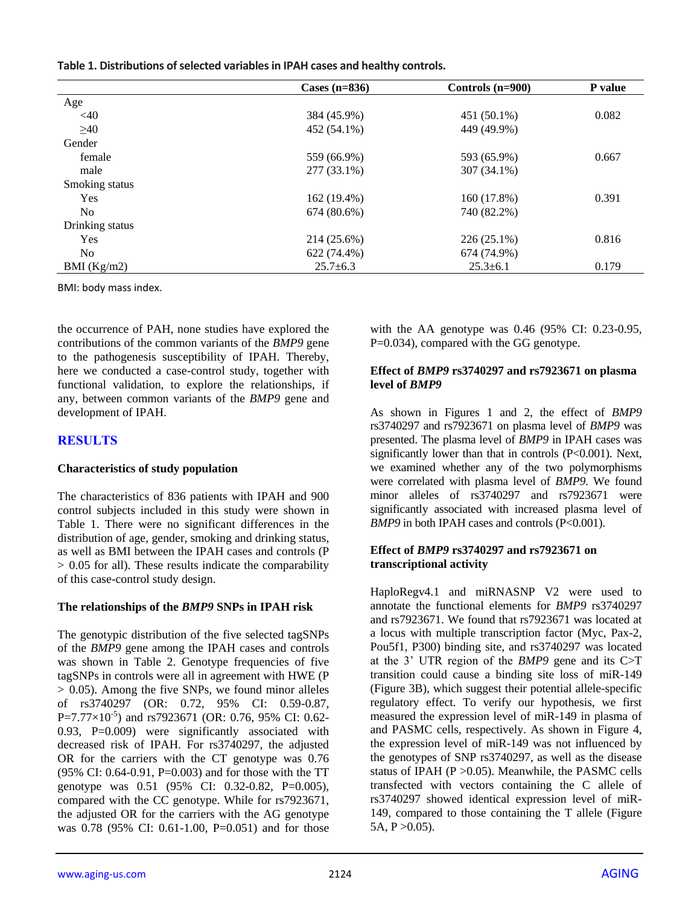**Table 1. Distributions of selected variables in IPAH cases and healthy controls.**

| | Cases (n=836) | Controls (n=900) | P value |
|---|---|---|---|
| Age | | | |
| <40 | 384 (45.9%) | 451 (50.1%) | 0.082 |
| ≥40 | 452 (54.1%) | 449 (49.9%) | |
| Gender | | | |
| female | 559 (66.9%) | 593 (65.9%) | 0.667 |
| male | 277 (33.1%) | 307 (34.1%) | |
| Smoking status | | | |
| Yes | 162 (19.4%) | 160 (17.8%) | 0.391 |
| No | 674 (80.6%) | 740 (82.2%) | |
| Drinking status | | | |
| Yes | 214 (25.6%) | 226 (25.1%) | 0.816 |
| No | 622 (74.4%) | 674 (74.9%) | |
| BMI (Kg/m2) | 25.7±6.3 | 25.3±6.1 | 0.179 |

BMI: body mass index.

the occurrence of PAH, none studies have explored the contributions of the common variants of the *BMP9* gene to the pathogenesis susceptibility of IPAH. Thereby, here we conducted a case-control study, together with functional validation, to explore the relationships, if any, between common variants of the *BMP9* gene and development of IPAH.

## RESULTS

### Characteristics of study population

The characteristics of 836 patients with IPAH and 900 control subjects included in this study were shown in Table 1. There were no significant differences in the distribution of age, gender, smoking and drinking status, as well as BMI between the IPAH cases and controls (P > 0.05 for all). These results indicate the comparability of this case-control study design.

### The relationships of the *BMP9* SNPs in IPAH risk

The genotypic distribution of the five selected tagSNPs of the *BMP9* gene among the IPAH cases and controls was shown in Table 2. Genotype frequencies of five tagSNPs in controls were all in agreement with HWE (P > 0.05). Among the five SNPs, we found minor alleles of rs3740297 (OR: 0.72, 95% CI: 0.59-0.87, P=$7.77\times10^{-5}$) and rs7923671 (OR: 0.76, 95% CI: 0.62-0.93, P=0.009) were significantly associated with decreased risk of IPAH. For rs3740297, the adjusted OR for the carriers with the CT genotype was 0.76 (95% CI: 0.64-0.91, P=0.003) and for those with the TT genotype was 0.51 (95% CI: 0.32-0.82, P=0.005), compared with the CC genotype. While for rs7923671, the adjusted OR for the carriers with the AG genotype was 0.78 (95% CI: 0.61-1.00, P=0.051) and for those with the AA genotype was 0.46 (95% CI: 0.23-0.95, P=0.034), compared with the GG genotype.

### Effect of *BMP9* rs3740297 and rs7923671 on plasma level of *BMP9*

As shown in Figures 1 and 2, the effect of *BMP9* rs3740297 and rs7923671 on plasma level of *BMP9* was presented. The plasma level of *BMP9* in IPAH cases was significantly lower than that in controls (P<0.001). Next, we examined whether any of the two polymorphisms were correlated with plasma level of *BMP9*. We found minor alleles of rs3740297 and rs7923671 were significantly associated with increased plasma level of *BMP9* in both IPAH cases and controls (P<0.001).

### Effect of *BMP9* rs3740297 and rs7923671 on transcriptional activity

HaploRegv4.1 and miRNASNP V2 were used to annotate the functional elements for *BMP9* rs3740297 and rs7923671. We found that rs7923671 was located at a locus with multiple transcription factor (Myc, Pax-2, Pou5f1, P300) binding site, and rs3740297 was located at the 3' UTR region of the *BMP9* gene and its C>T transition could cause a binding site loss of miR-149 (Figure 3B), which suggest their potential allele-specific regulatory effect. To verify our hypothesis, we first measured the expression level of miR-149 in plasma of and PASMC cells, respectively. As shown in Figure 4, the expression level of miR-149 was not influenced by the genotypes of SNP rs3740297, as well as the disease status of IPAH (P >0.05). Meanwhile, the PASMC cells transfected with vectors containing the C allele of rs3740297 showed identical expression level of miR-149, compared to those containing the T allele (Figure 5A, P >0.05).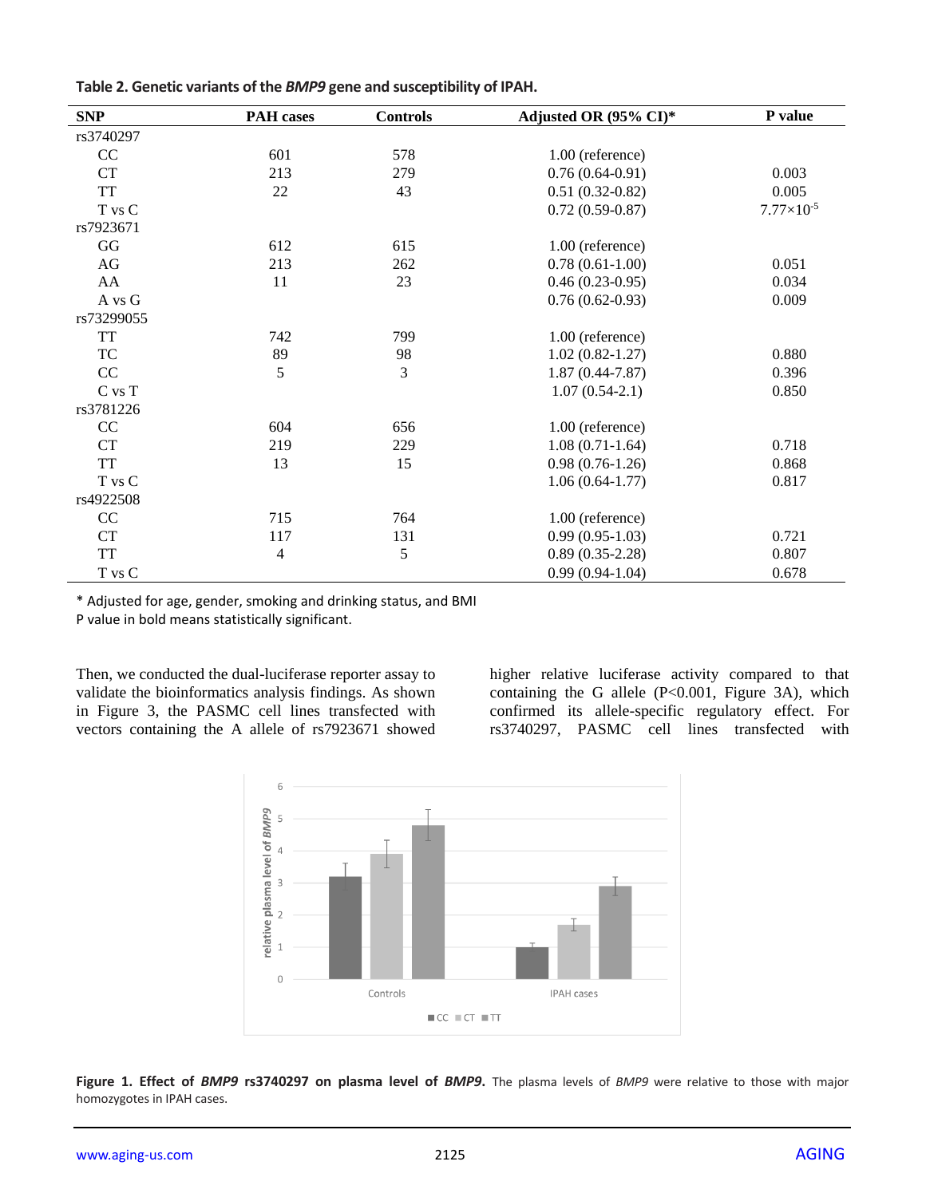**Table 2. Genetic variants of the *BMP9* gene and susceptibility of IPAH.**

| SNP | PAH cases | Controls | Adjusted OR (95% CI)* | P value |
|---|---|---|---|---|
| rs3740297 | | | | |
| CC | 601 | 578 | 1.00 (reference) | |
| CT | 213 | 279 | 0.76 (0.64-0.91) | 0.003 |
| TT | 22 | 43 | 0.51 (0.32-0.82) | 0.005 |
| T vs C | | | 0.72 (0.59-0.87) | $7.77\times10^{-5}$ |
| rs7923671 | | | | |
| GG | 612 | 615 | 1.00 (reference) | |
| AG | 213 | 262 | 0.78 (0.61-1.00) | 0.051 |
| AA | 11 | 23 | 0.46 (0.23-0.95) | 0.034 |
| A vs G | | | 0.76 (0.62-0.93) | 0.009 |
| rs73299055 | | | | |
| TT | 742 | 799 | 1.00 (reference) | |
| TC | 89 | 98 | 1.02 (0.82-1.27) | 0.880 |
| CC | 5 | 3 | 1.87 (0.44-7.87) | 0.396 |
| C vs T | | | 1.07 (0.54-2.1) | 0.850 |
| rs3781226 | | | | |
| CC | 604 | 656 | 1.00 (reference) | |
| CT | 219 | 229 | 1.08 (0.71-1.64) | 0.718 |
| TT | 13 | 15 | 0.98 (0.76-1.26) | 0.868 |
| T vs C | | | 1.06 (0.64-1.77) | 0.817 |
| rs4922508 | | | | |
| CC | 715 | 764 | 1.00 (reference) | |
| CT | 117 | 131 | 0.99 (0.95-1.03) | 0.721 |
| TT | 4 | 5 | 0.89 (0.35-2.28) | 0.807 |
| T vs C | | | 0.99 (0.94-1.04) | 0.678 |

* Adjusted for age, gender, smoking and drinking status, and BMI

P value in bold means statistically significant.

Then, we conducted the dual-luciferase reporter assay to validate the bioinformatics analysis findings. As shown in Figure 3, the PASMC cell lines transfected with vectors containing the A allele of rs7923671 showed higher relative luciferase activity compared to that containing the G allele (P<0.001, Figure 3A), which confirmed its allele-specific regulatory effect. For rs3740297, PASMC cell lines transfected with

**Figure 1. Effect of *BMP9* rs3740297 on plasma level of *BMP9*.** The plasma levels of *BMP9* were relative to those with major homozygotes in IPAH cases.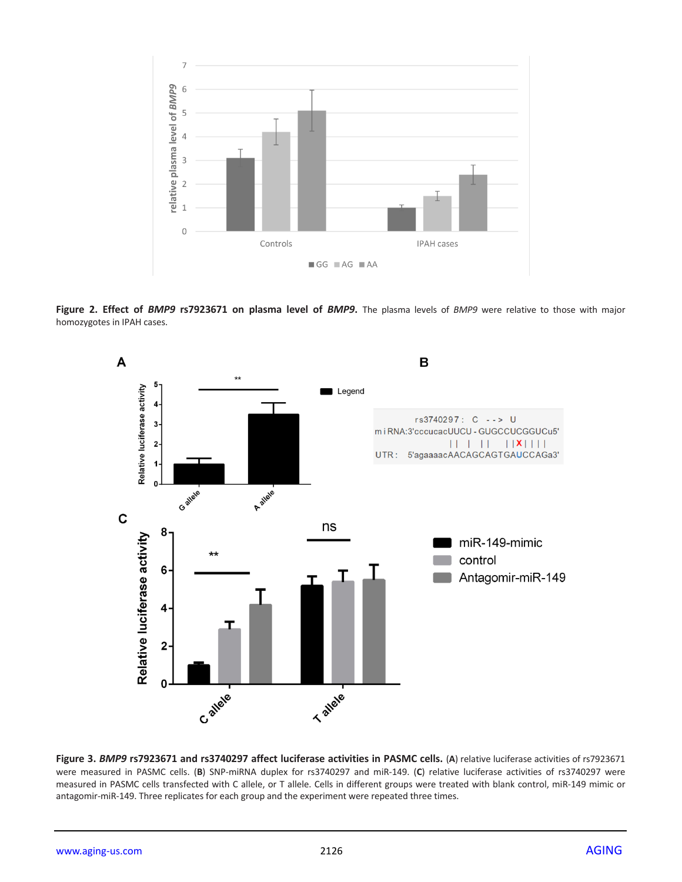**Figure 2. Effect of *BMP9* rs7923671 on plasma level of *BMP9*.** The plasma levels of *BMP9* were relative to those with major homozygotes in IPAH cases.

**Figure 3. *BMP9* rs7923671 and rs3740297 affect luciferase activities in PASMC cells.** (**A**) relative luciferase activities of rs7923671 were measured in PASMC cells. (**B**) SNP-miRNA duplex for rs3740297 and miR-149. (**C**) relative luciferase activities of rs3740297 were measured in PASMC cells transfected with C allele, or T allele. Cells in different groups were treated with blank control, miR-149 mimic or antagomir-miR-149. Three replicates for each group and the experiment were repeated three times.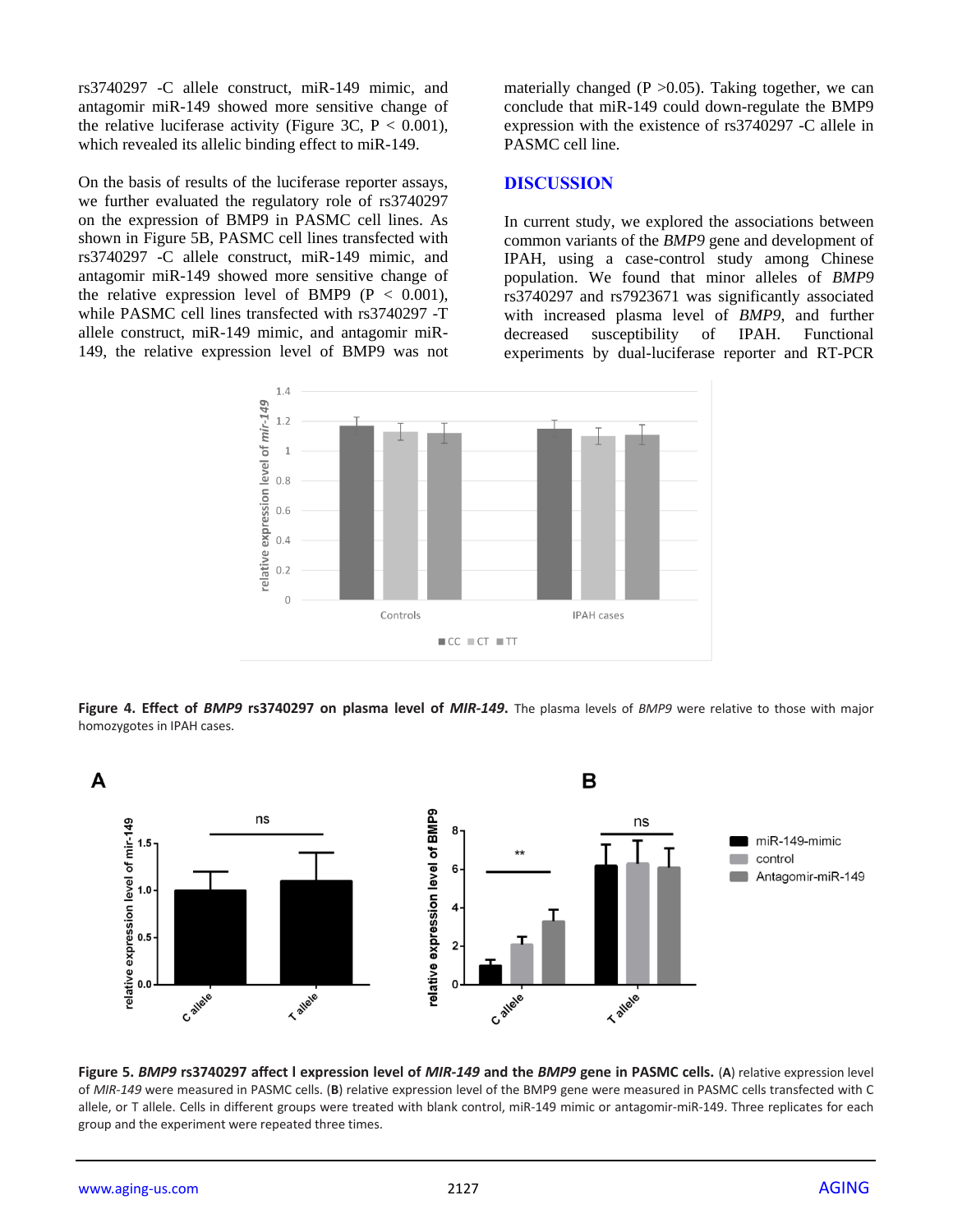rs3740297 -C allele construct, miR-149 mimic, and antagomir miR-149 showed more sensitive change of the relative luciferase activity (Figure 3C, P < 0.001), which revealed its allelic binding effect to miR-149.

On the basis of results of the luciferase reporter assays, we further evaluated the regulatory role of rs3740297 on the expression of BMP9 in PASMC cell lines. As shown in Figure 5B, PASMC cell lines transfected with rs3740297 -C allele construct, miR-149 mimic, and antagomir miR-149 showed more sensitive change of the relative expression level of BMP9 (P < 0.001), while PASMC cell lines transfected with rs3740297 -T allele construct, miR-149 mimic, and antagomir miR-149, the relative expression level of BMP9 was not materially changed (P >0.05). Taking together, we can conclude that miR-149 could down-regulate the BMP9 expression with the existence of rs3740297 -C allele in PASMC cell line.

## DISCUSSION

In current study, we explored the associations between common variants of the *BMP9* gene and development of IPAH, using a case-control study among Chinese population. We found that minor alleles of *BMP9* rs3740297 and rs7923671 was significantly associated with increased plasma level of *BMP9*, and further decreased susceptibility of IPAH. Functional experiments by dual-luciferase reporter and RT-PCR

**Figure 4. Effect of *BMP9* rs3740297 on plasma level of *MIR-149*.** The plasma levels of *BMP9* were relative to those with major homozygotes in IPAH cases.

**Figure 5. *BMP9* rs3740297 affect l expression level of *MIR-149* and the *BMP9* gene in PASMC cells.** (**A**) relative expression level of *MIR-149* were measured in PASMC cells. (**B**) relative expression level of the BMP9 gene were measured in PASMC cells transfected with C allele, or T allele. Cells in different groups were treated with blank control, miR-149 mimic or antagomir-miR-149. Three replicates for each group and the experiment were repeated three times.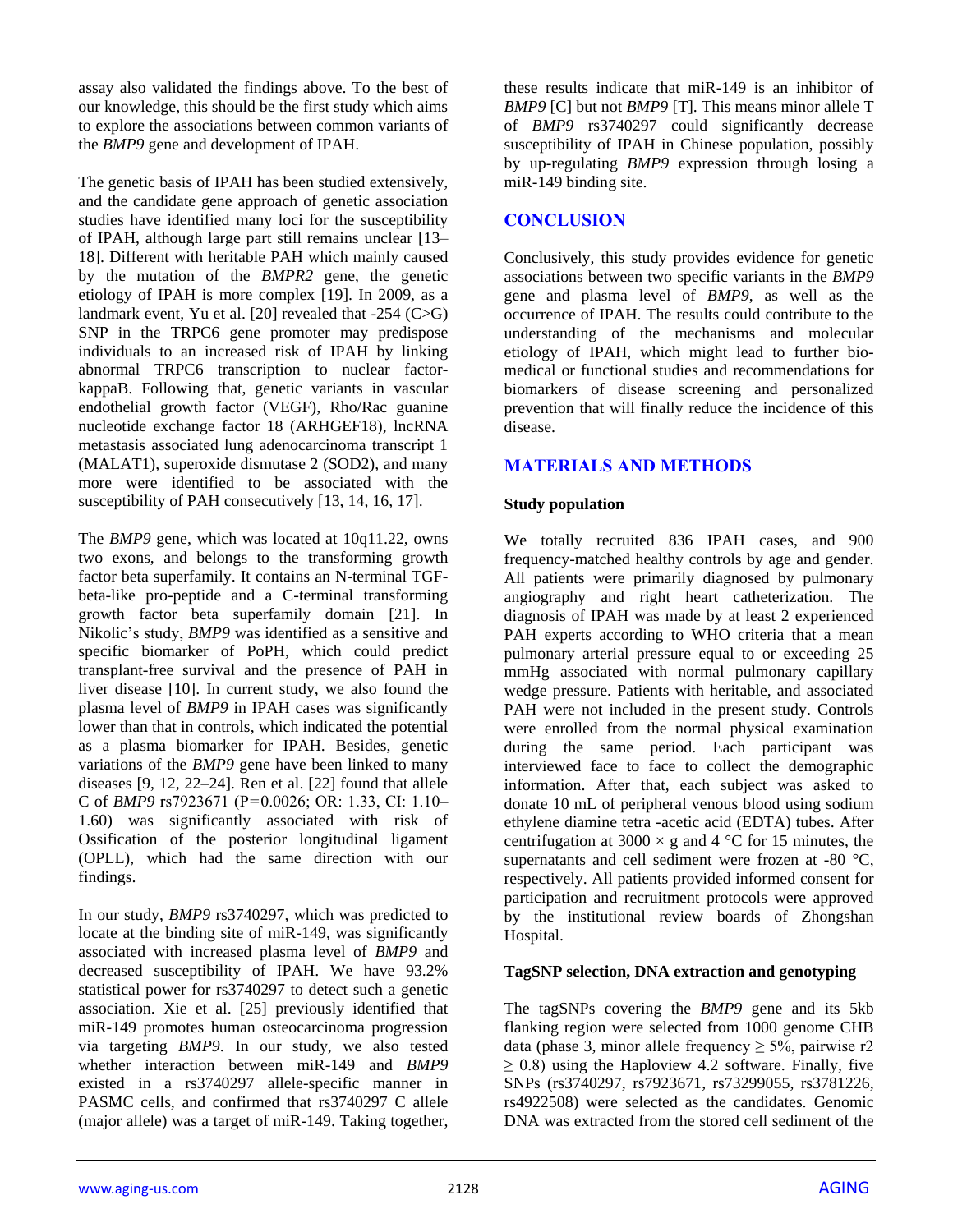assay also validated the findings above. To the best of our knowledge, this should be the first study which aims to explore the associations between common variants of the *BMP9* gene and development of IPAH.

The genetic basis of IPAH has been studied extensively, and the candidate gene approach of genetic association studies have identified many loci for the susceptibility of IPAH, although large part still remains unclear [13–18]. Different with heritable PAH which mainly caused by the mutation of the *BMPR2* gene, the genetic etiology of IPAH is more complex [19]. In 2009, as a landmark event, Yu et al. [20] revealed that -254 (C>G) SNP in the TRPC6 gene promoter may predispose individuals to an increased risk of IPAH by linking abnormal TRPC6 transcription to nuclear factor-kappaB. Following that, genetic variants in vascular endothelial growth factor (VEGF), Rho/Rac guanine nucleotide exchange factor 18 (ARHGEF18), lncRNA metastasis associated lung adenocarcinoma transcript 1 (MALAT1), superoxide dismutase 2 (SOD2), and many more were identified to be associated with the susceptibility of PAH consecutively [13, 14, 16, 17].

The *BMP9* gene, which was located at 10q11.22, owns two exons, and belongs to the transforming growth factor beta superfamily. It contains an N-terminal TGF-beta-like pro-peptide and a C-terminal transforming growth factor beta superfamily domain [21]. In Nikolic's study, *BMP9* was identified as a sensitive and specific biomarker of PoPH, which could predict transplant-free survival and the presence of PAH in liver disease [10]. In current study, we also found the plasma level of *BMP9* in IPAH cases was significantly lower than that in controls, which indicated the potential as a plasma biomarker for IPAH. Besides, genetic variations of the *BMP9* gene have been linked to many diseases [9, 12, 22–24]. Ren et al. [22] found that allele C of *BMP9* rs7923671 ($P=0.0026$; OR: 1.33, CI: 1.10–1.60) was significantly associated with risk of Ossification of the posterior longitudinal ligament (OPLL), which had the same direction with our findings.

In our study, *BMP9* rs3740297, which was predicted to locate at the binding site of miR-149, was significantly associated with increased plasma level of *BMP9* and decreased susceptibility of IPAH. We have 93.2% statistical power for rs3740297 to detect such a genetic association. Xie et al. [25] previously identified that miR-149 promotes human osteocarcinoma progression via targeting *BMP9*. In our study, we also tested whether interaction between miR-149 and *BMP9* existed in a rs3740297 allele-specific manner in PASMC cells, and confirmed that rs3740297 C allele (major allele) was a target of miR-149. Taking together, these results indicate that miR-149 is an inhibitor of *BMP9* [C] but not *BMP9* [T]. This means minor allele T of *BMP9* rs3740297 could significantly decrease susceptibility of IPAH in Chinese population, possibly by up-regulating *BMP9* expression through losing a miR-149 binding site.

## CONCLUSION

Conclusively, this study provides evidence for genetic associations between two specific variants in the *BMP9* gene and plasma level of *BMP9*, as well as the occurrence of IPAH. The results could contribute to the understanding of the mechanisms and molecular etiology of IPAH, which might lead to further bio-medical or functional studies and recommendations for biomarkers of disease screening and personalized prevention that will finally reduce the incidence of this disease.

## MATERIALS AND METHODS

### Study population

We totally recruited 836 IPAH cases, and 900 frequency-matched healthy controls by age and gender. All patients were primarily diagnosed by pulmonary angiography and right heart catheterization. The diagnosis of IPAH was made by at least 2 experienced PAH experts according to WHO criteria that a mean pulmonary arterial pressure equal to or exceeding 25 mmHg associated with normal pulmonary capillary wedge pressure. Patients with heritable, and associated PAH were not included in the present study. Controls were enrolled from the normal physical examination during the same period. Each participant was interviewed face to face to collect the demographic information. After that, each subject was asked to donate 10 mL of peripheral venous blood using sodium ethylene diamine tetra -acetic acid (EDTA) tubes. After centrifugation at $3000 \times g$ and 4 °C for 15 minutes, the supernatants and cell sediment were frozen at -80 °C, respectively. All patients provided informed consent for participation and recruitment protocols were approved by the institutional review boards of Zhongshan Hospital.

### TagSNP selection, DNA extraction and genotyping

The tagSNPs covering the *BMP9* gene and its 5kb flanking region were selected from 1000 genome CHB data (phase 3, minor allele frequency $\geq 5\%$, pairwise $r2 \geq 0.8$) using the Haploview 4.2 software. Finally, five SNPs (rs3740297, rs7923671, rs73299055, rs3781226, rs4922508) were selected as the candidates. Genomic DNA was extracted from the stored cell sediment of the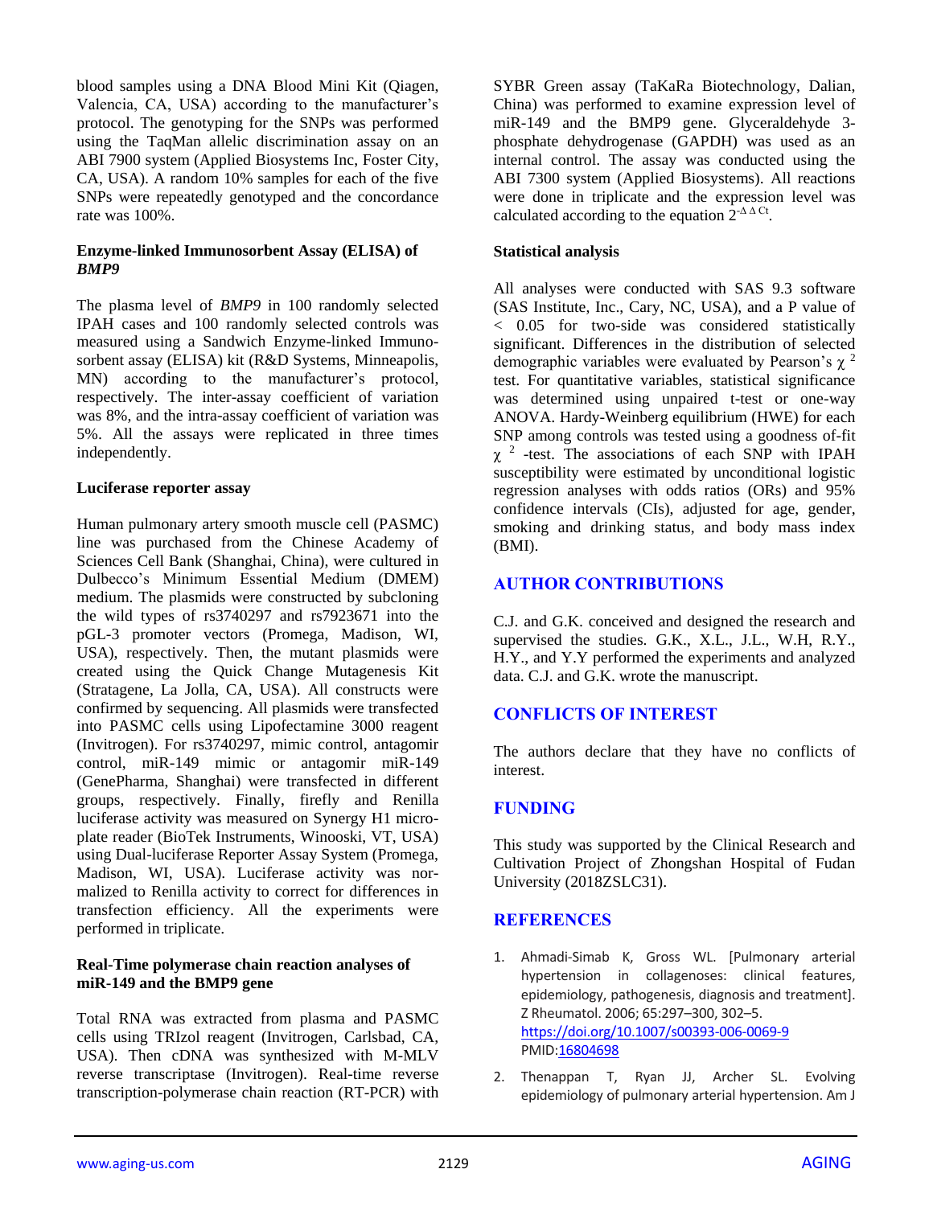blood samples using a DNA Blood Mini Kit (Qiagen, Valencia, CA, USA) according to the manufacturer's protocol. The genotyping for the SNPs was performed using the TaqMan allelic discrimination assay on an ABI 7900 system (Applied Biosystems Inc, Foster City, CA, USA). A random 10% samples for each of the five SNPs were repeatedly genotyped and the concordance rate was 100%.

### Enzyme-linked Immunosorbent Assay (ELISA) of *BMP9*

The plasma level of *BMP9* in 100 randomly selected IPAH cases and 100 randomly selected controls was measured using a Sandwich Enzyme-linked Immunosorbent assay (ELISA) kit (R&D Systems, Minneapolis, MN) according to the manufacturer's protocol, respectively. The inter-assay coefficient of variation was 8%, and the intra-assay coefficient of variation was 5%. All the assays were replicated in three times independently.

### Luciferase reporter assay

Human pulmonary artery smooth muscle cell (PASMC) line was purchased from the Chinese Academy of Sciences Cell Bank (Shanghai, China), were cultured in Dulbecco's Minimum Essential Medium (DMEM) medium. The plasmids were constructed by subcloning the wild types of rs3740297 and rs7923671 into the pGL-3 promoter vectors (Promega, Madison, WI, USA), respectively. Then, the mutant plasmids were created using the Quick Change Mutagenesis Kit (Stratagene, La Jolla, CA, USA). All constructs were confirmed by sequencing. All plasmids were transfected into PASMC cells using Lipofectamine 3000 reagent (Invitrogen). For rs3740297, mimic control, antagomir control, miR-149 mimic or antagomir miR-149 (GenePharma, Shanghai) were transfected in different groups, respectively. Finally, firefly and Renilla luciferase activity was measured on Synergy H1 microplate reader (BioTek Instruments, Winooski, VT, USA) using Dual-luciferase Reporter Assay System (Promega, Madison, WI, USA). Luciferase activity was normalized to Renilla activity to correct for differences in transfection efficiency. All the experiments were performed in triplicate.

### Real-Time polymerase chain reaction analyses of miR-149 and the BMP9 gene

Total RNA was extracted from plasma and PASMC cells using TRIzol reagent (Invitrogen, Carlsbad, CA, USA). Then cDNA was synthesized with M-MLV reverse transcriptase (Invitrogen). Real-time reverse transcription-polymerase chain reaction (RT-PCR) with SYBR Green assay (TaKaRa Biotechnology, Dalian, China) was performed to examine expression level of miR-149 and the BMP9 gene. Glyceraldehyde 3-phosphate dehydrogenase (GAPDH) was used as an internal control. The assay was conducted using the ABI 7300 system (Applied Biosystems). All reactions were done in triplicate and the expression level was calculated according to the equation $2^{-\Delta\Delta Ct}$.

### Statistical analysis

All analyses were conducted with SAS 9.3 software (SAS Institute, Inc., Cary, NC, USA), and a P value of < 0.05 for two-side was considered statistically significant. Differences in the distribution of selected demographic variables were evaluated by Pearson's $\chi^2$ test. For quantitative variables, statistical significance was determined using unpaired t-test or one-way ANOVA. Hardy-Weinberg equilibrium (HWE) for each SNP among controls was tested using a goodness of-fit $\chi^2$ -test. The associations of each SNP with IPAH susceptibility were estimated by unconditional logistic regression analyses with odds ratios (ORs) and 95% confidence intervals (CIs), adjusted for age, gender, smoking and drinking status, and body mass index (BMI).

## AUTHOR CONTRIBUTIONS

C.J. and G.K. conceived and designed the research and supervised the studies. G.K., X.L., J.L., W.H, R.Y., H.Y., and Y.Y performed the experiments and analyzed data. C.J. and G.K. wrote the manuscript.

## CONFLICTS OF INTEREST

The authors declare that they have no conflicts of interest.

## FUNDING

This study was supported by the Clinical Research and Cultivation Project of Zhongshan Hospital of Fudan University (2018ZSLC31).

## REFERENCES

1. Ahmadi-Simab K, Gross WL. [Pulmonary arterial hypertension in collagenoses: clinical features, epidemiology, pathogenesis, diagnosis and treatment]. Z Rheumatol. 2006; 65:297–300, 302–5. https://doi.org/10.1007/s00393-006-0069-9 PMID:16804698

2. Thenappan T, Ryan JJ, Archer SL. Evolving epidemiology of pulmonary arterial hypertension. Am J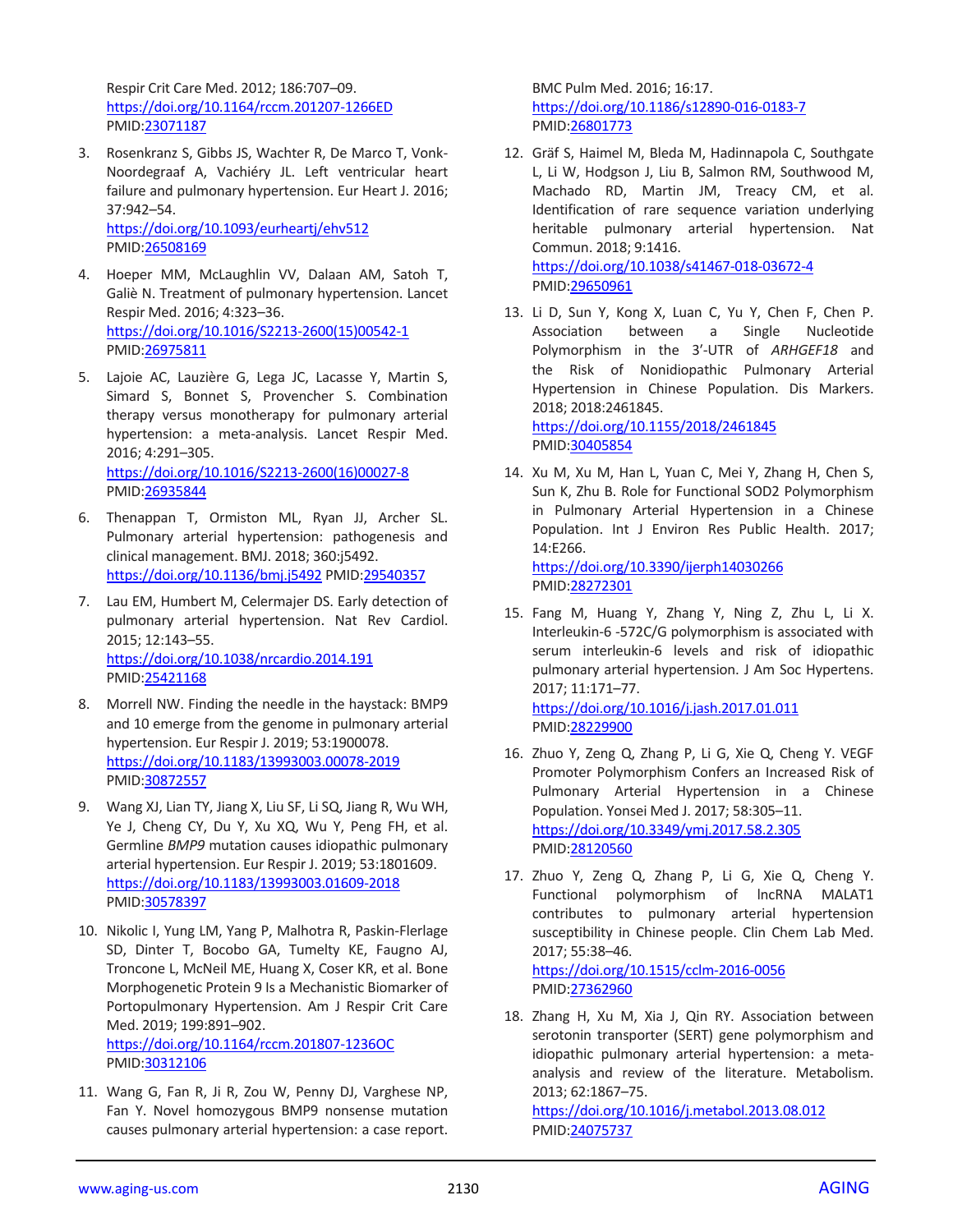Respir Crit Care Med. 2012; 186:707–09. https://doi.org/10.1164/rccm.201207-1266ED PMID:23071187

3. Rosenkranz S, Gibbs JS, Wachter R, De Marco T, Vonk-Noordegraaf A, Vachiéry JL. Left ventricular heart failure and pulmonary hypertension. Eur Heart J. 2016; 37:942–54. https://doi.org/10.1093/eurheartj/ehv512 PMID:26508169

4. Hoeper MM, McLaughlin VV, Dalaan AM, Satoh T, Galiè N. Treatment of pulmonary hypertension. Lancet Respir Med. 2016; 4:323–36. https://doi.org/10.1016/S2213-2600(15)00542-1 PMID:26975811

5. Lajoie AC, Lauzière G, Lega JC, Lacasse Y, Martin S, Simard S, Bonnet S, Provencher S. Combination therapy versus monotherapy for pulmonary arterial hypertension: a meta-analysis. Lancet Respir Med. 2016; 4:291–305. https://doi.org/10.1016/S2213-2600(16)00027-8 PMID:26935844

6. Thenappan T, Ormiston ML, Ryan JJ, Archer SL. Pulmonary arterial hypertension: pathogenesis and clinical management. BMJ. 2018; 360:j5492. https://doi.org/10.1136/bmj.j5492 PMID:29540357

7. Lau EM, Humbert M, Celermajer DS. Early detection of pulmonary arterial hypertension. Nat Rev Cardiol. 2015; 12:143–55. https://doi.org/10.1038/nrcardio.2014.191 PMID:25421168

8. Morrell NW. Finding the needle in the haystack: BMP9 and 10 emerge from the genome in pulmonary arterial hypertension. Eur Respir J. 2019; 53:1900078. https://doi.org/10.1183/13993003.00078-2019 PMID:30872557

9. Wang XJ, Lian TY, Jiang X, Liu SF, Li SQ, Jiang R, Wu WH, Ye J, Cheng CY, Du Y, Xu XQ, Wu Y, Peng FH, et al. Germline *BMP9* mutation causes idiopathic pulmonary arterial hypertension. Eur Respir J. 2019; 53:1801609. https://doi.org/10.1183/13993003.01609-2018 PMID:30578397

10. Nikolic I, Yung LM, Yang P, Malhotra R, Paskin-Flerlage SD, Dinter T, Bocobo GA, Tumelty KE, Faugno AJ, Troncone L, McNeil ME, Huang X, Coser KR, et al. Bone Morphogenetic Protein 9 Is a Mechanistic Biomarker of Portopulmonary Hypertension. Am J Respir Crit Care Med. 2019; 199:891–902. https://doi.org/10.1164/rccm.201807-1236OC PMID:30312106

11. Wang G, Fan R, Ji R, Zou W, Penny DJ, Varghese NP, Fan Y. Novel homozygous BMP9 nonsense mutation causes pulmonary arterial hypertension: a case report. BMC Pulm Med. 2016; 16:17. https://doi.org/10.1186/s12890-016-0183-7 PMID:26801773

12. Gräf S, Haimel M, Bleda M, Hadinnapola C, Southgate L, Li W, Hodgson J, Liu B, Salmon RM, Southwood M, Machado RD, Martin JM, Treacy CM, et al. Identification of rare sequence variation underlying heritable pulmonary arterial hypertension. Nat Commun. 2018; 9:1416. https://doi.org/10.1038/s41467-018-03672-4 PMID:29650961

13. Li D, Sun Y, Kong X, Luan C, Yu Y, Chen F, Chen P. Association between a Single Nucleotide Polymorphism in the 3′-UTR of *ARHGEF18* and the Risk of Nonidiopathic Pulmonary Arterial Hypertension in Chinese Population. Dis Markers. 2018; 2018:2461845. https://doi.org/10.1155/2018/2461845 PMID:30405854

14. Xu M, Xu M, Han L, Yuan C, Mei Y, Zhang H, Chen S, Sun K, Zhu B. Role for Functional SOD2 Polymorphism in Pulmonary Arterial Hypertension in a Chinese Population. Int J Environ Res Public Health. 2017; 14:E266. https://doi.org/10.3390/ijerph14030266 PMID:28272301

15. Fang M, Huang Y, Zhang Y, Ning Z, Zhu L, Li X. Interleukin-6 -572C/G polymorphism is associated with serum interleukin-6 levels and risk of idiopathic pulmonary arterial hypertension. J Am Soc Hypertens. 2017; 11:171–77. https://doi.org/10.1016/j.jash.2017.01.011 PMID:28229900

16. Zhuo Y, Zeng Q, Zhang P, Li G, Xie Q, Cheng Y. VEGF Promoter Polymorphism Confers an Increased Risk of Pulmonary Arterial Hypertension in a Chinese Population. Yonsei Med J. 2017; 58:305–11. https://doi.org/10.3349/ymj.2017.58.2.305 PMID:28120560

17. Zhuo Y, Zeng Q, Zhang P, Li G, Xie Q, Cheng Y. Functional polymorphism of lncRNA MALAT1 contributes to pulmonary arterial hypertension susceptibility in Chinese people. Clin Chem Lab Med. 2017; 55:38–46. https://doi.org/10.1515/cclm-2016-0056 PMID:27362960

18. Zhang H, Xu M, Xia J, Qin RY. Association between serotonin transporter (SERT) gene polymorphism and idiopathic pulmonary arterial hypertension: a meta-analysis and review of the literature. Metabolism. 2013; 62:1867–75. https://doi.org/10.1016/j.metabol.2013.08.012 PMID:24075737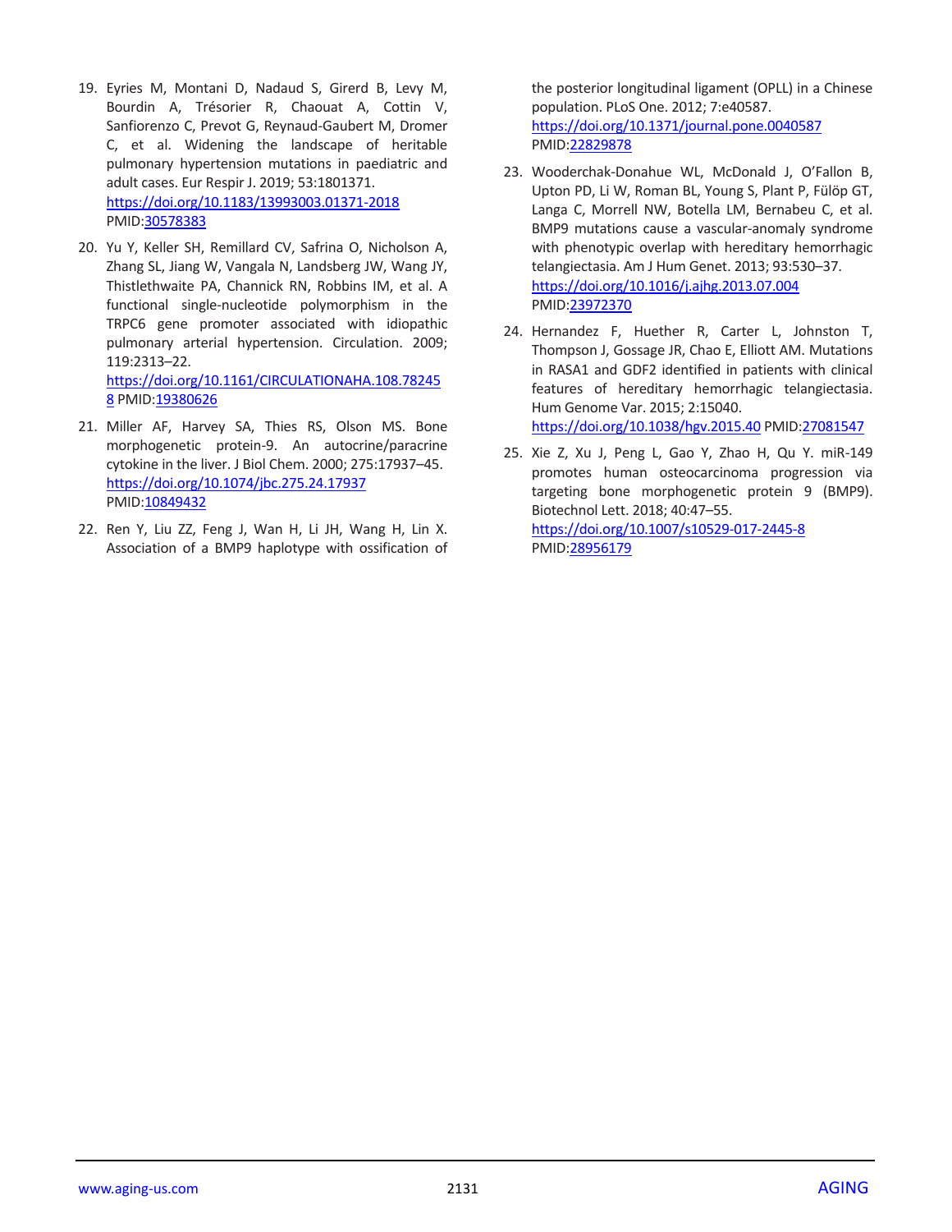19. Eyries M, Montani D, Nadaud S, Girerd B, Levy M, Bourdin A, Trésorier R, Chaouat A, Cottin V, Sanfiorenzo C, Prevot G, Reynaud-Gaubert M, Dromer C, et al. Widening the landscape of heritable pulmonary hypertension mutations in paediatric and adult cases. Eur Respir J. 2019; 53:1801371. https://doi.org/10.1183/13993003.01371-2018 PMID:30578383

20. Yu Y, Keller SH, Remillard CV, Safrina O, Nicholson A, Zhang SL, Jiang W, Vangala N, Landsberg JW, Wang JY, Thistlethwaite PA, Channick RN, Robbins IM, et al. A functional single-nucleotide polymorphism in the TRPC6 gene promoter associated with idiopathic pulmonary arterial hypertension. Circulation. 2009; 119:2313–22. https://doi.org/10.1161/CIRCULATIONAHA.108.782458 PMID:19380626

21. Miller AF, Harvey SA, Thies RS, Olson MS. Bone morphogenetic protein-9. An autocrine/paracrine cytokine in the liver. J Biol Chem. 2000; 275:17937–45. https://doi.org/10.1074/jbc.275.24.17937 PMID:10849432

22. Ren Y, Liu ZZ, Feng J, Wan H, Li JH, Wang H, Lin X. Association of a BMP9 haplotype with ossification of the posterior longitudinal ligament (OPLL) in a Chinese population. PLoS One. 2012; 7:e40587. https://doi.org/10.1371/journal.pone.0040587 PMID:22829878

23. Wooderchak-Donahue WL, McDonald J, O'Fallon B, Upton PD, Li W, Roman BL, Young S, Plant P, Fülöp GT, Langa C, Morrell NW, Botella LM, Bernabeu C, et al. BMP9 mutations cause a vascular-anomaly syndrome with phenotypic overlap with hereditary hemorrhagic telangiectasia. Am J Hum Genet. 2013; 93:530–37. https://doi.org/10.1016/j.ajhg.2013.07.004 PMID:23972370

24. Hernandez F, Huether R, Carter L, Johnston T, Thompson J, Gossage JR, Chao E, Elliott AM. Mutations in RASA1 and GDF2 identified in patients with clinical features of hereditary hemorrhagic telangiectasia. Hum Genome Var. 2015; 2:15040. https://doi.org/10.1038/hgv.2015.40 PMID:27081547

25. Xie Z, Xu J, Peng L, Gao Y, Zhao H, Qu Y. miR-149 promotes human osteocarcinoma progression via targeting bone morphogenetic protein 9 (BMP9). Biotechnol Lett. 2018; 40:47–55. https://doi.org/10.1007/s10529-017-2445-8 PMID:28956179